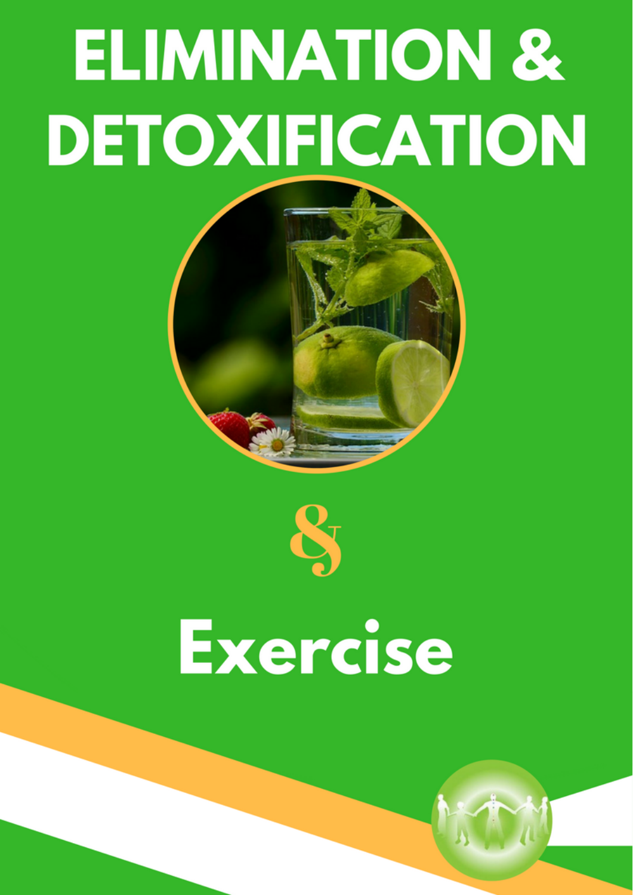# ELIMINATION & DETOXIFICATION

&

# Exercise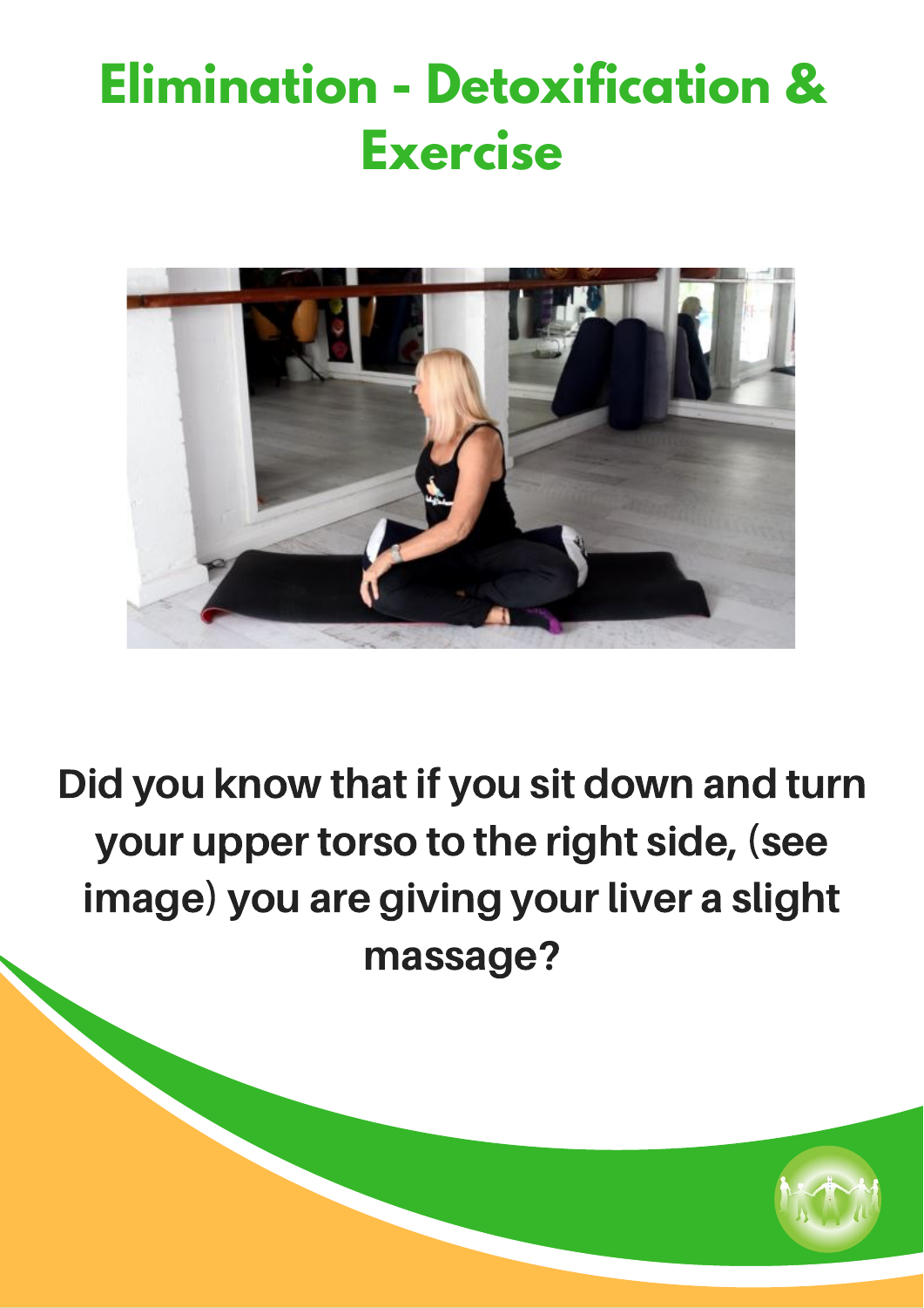# Elimination - Detoxification & Exercise

**Did you know that if you sit down and turn your upper torso to the right side, (see image) you are giving your liver a slight massage?**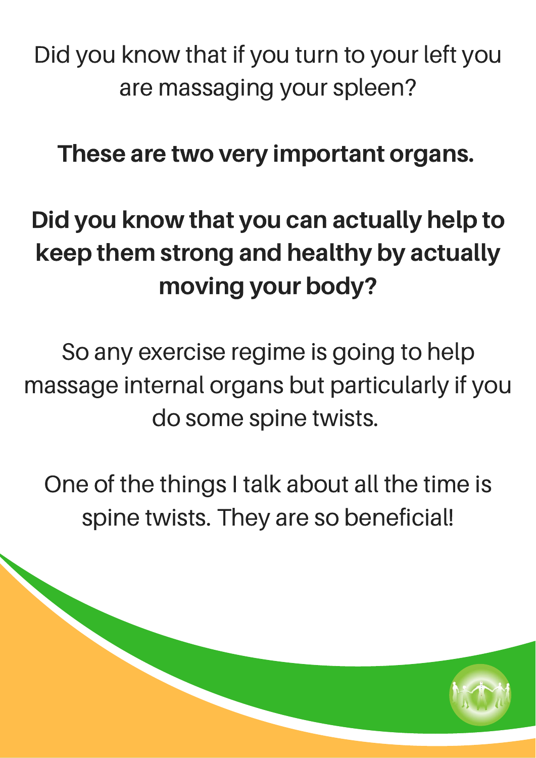Did you know that if you turn to your left you are massaging your spleen?

**These are two very important organs.**

**Did you know that you can actually help to keep them strong and healthy by actually moving your body?**

So any exercise regime is going to help massage internal organs but particularly if you do some spine twists.

One of the things I talk about all the time is spine twists. They are so beneficial!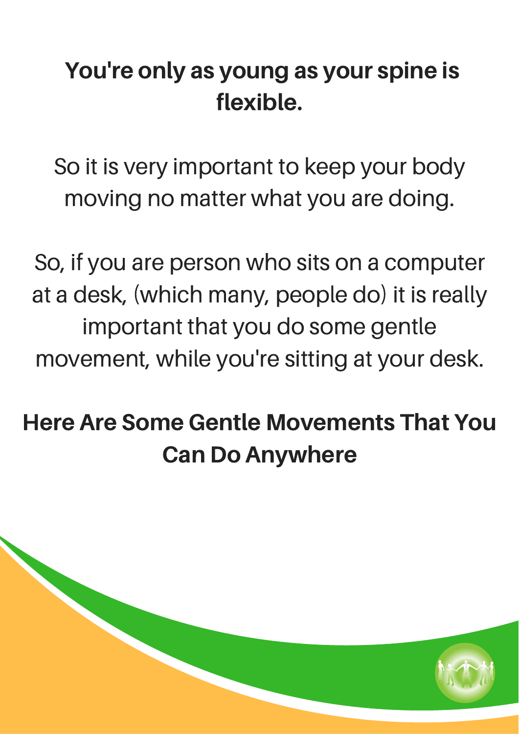**You're only as young as your spine is flexible.**

So it is very important to keep your body moving no matter what you are doing.

So, if you are person who sits on a computer at a desk, (which many, people do) it is really important that you do some gentle movement, while you're sitting at your desk.

## Here Are Some Gentle Movements That You Can Do Anywhere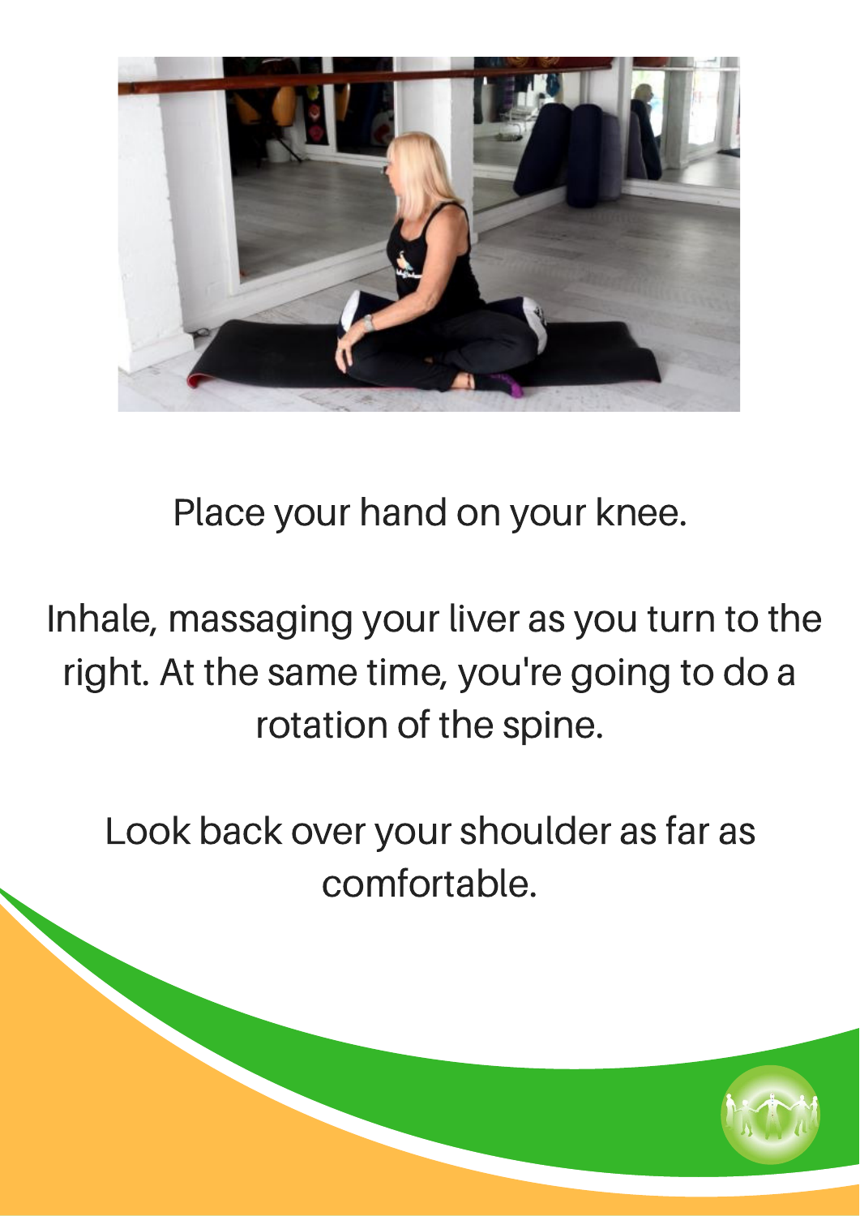Place your hand on your knee.

Inhale, massaging your liver as you turn to the right. At the same time, you're going to do a rotation of the spine.

Look back over your shoulder as far as comfortable.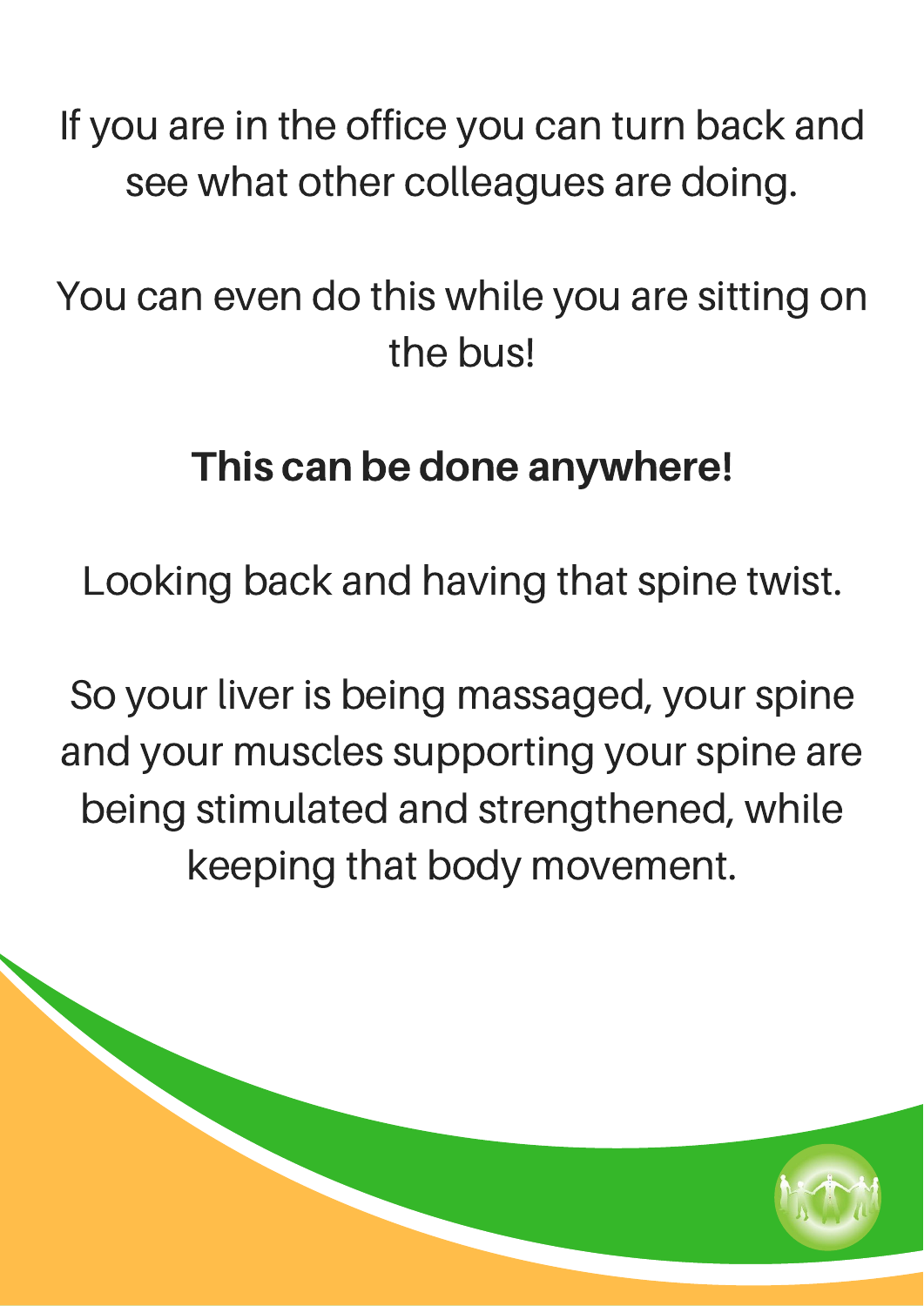If you are in the office you can turn back and see what other colleagues are doing.

You can even do this while you are sitting on the bus!

**This can be done anywhere!**

Looking back and having that spine twist.

So your liver is being massaged, your spine and your muscles supporting your spine are being stimulated and strengthened, while keeping that body movement.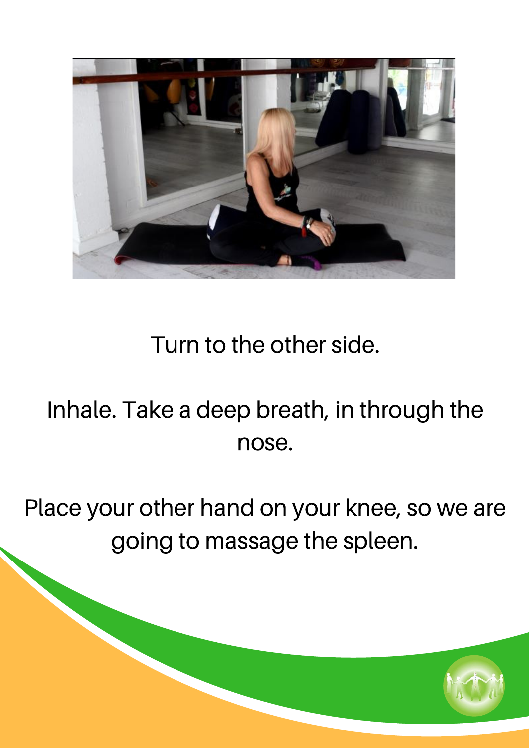Turn to the other side.

Inhale. Take a deep breath, in through the nose.

Place your other hand on your knee, so we are going to massage the spleen.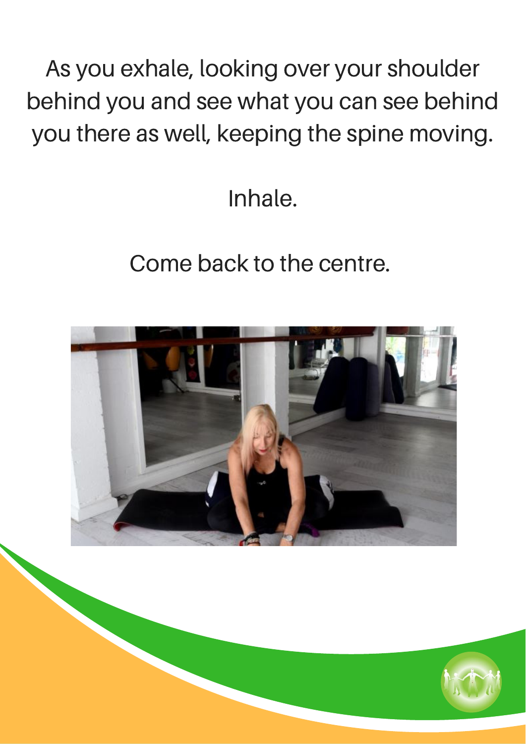As you exhale, looking over your shoulder behind you and see what you can see behind you there as well, keeping the spine moving.

Inhale.

Come back to the centre.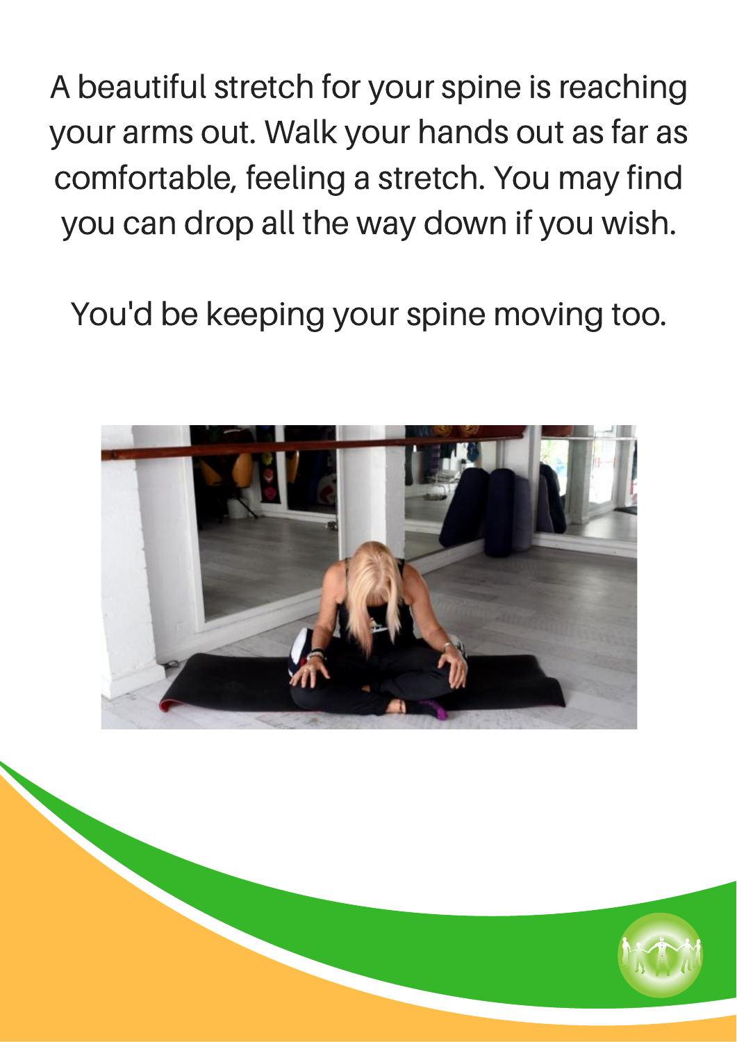A beautiful stretch for your spine is reaching your arms out. Walk your hands out as far as comfortable, feeling a stretch. You may find you can drop all the way down if you wish.

You'd be keeping your spine moving too.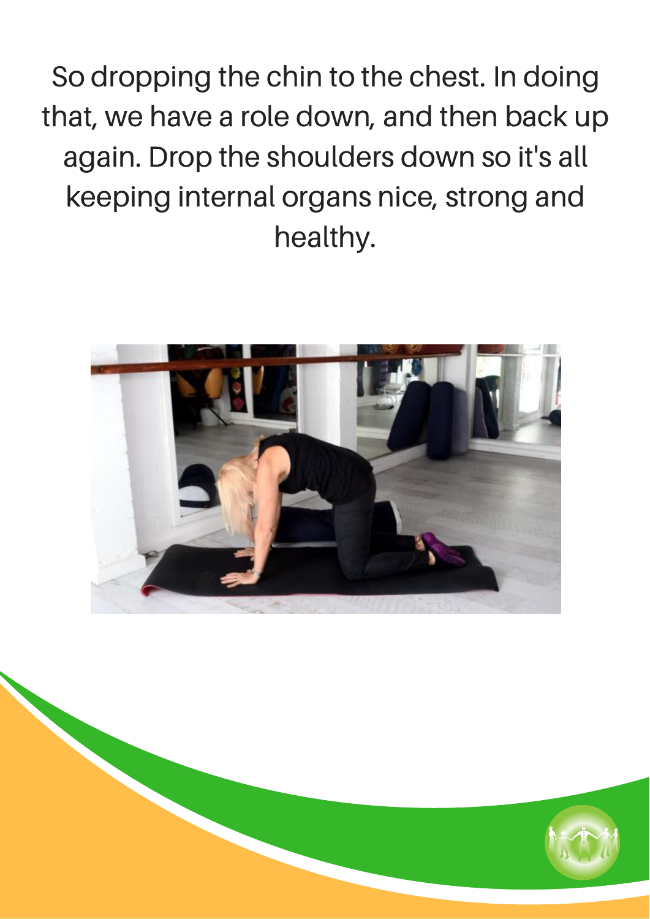So dropping the chin to the chest. In doing that, we have a role down, and then back up again. Drop the shoulders down so it's all keeping internal organs nice, strong and healthy.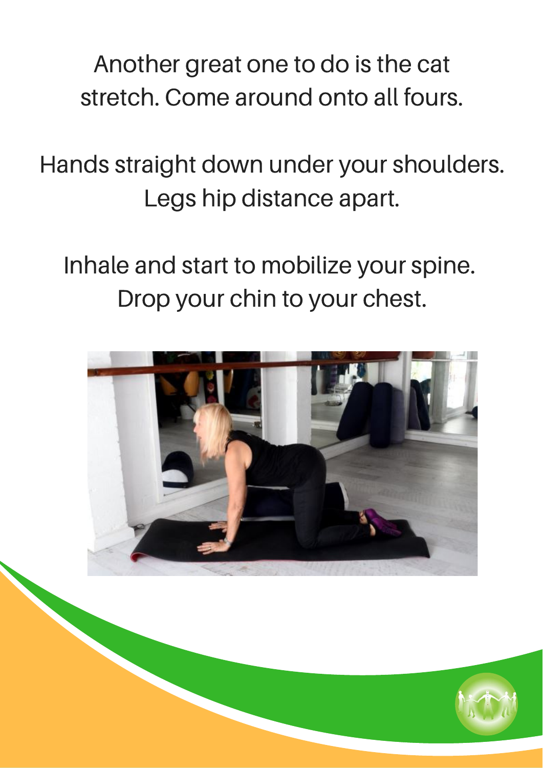Another great one to do is the cat stretch. Come around onto all fours.

Hands straight down under your shoulders. Legs hip distance apart.

Inhale and start to mobilize your spine. Drop your chin to your chest.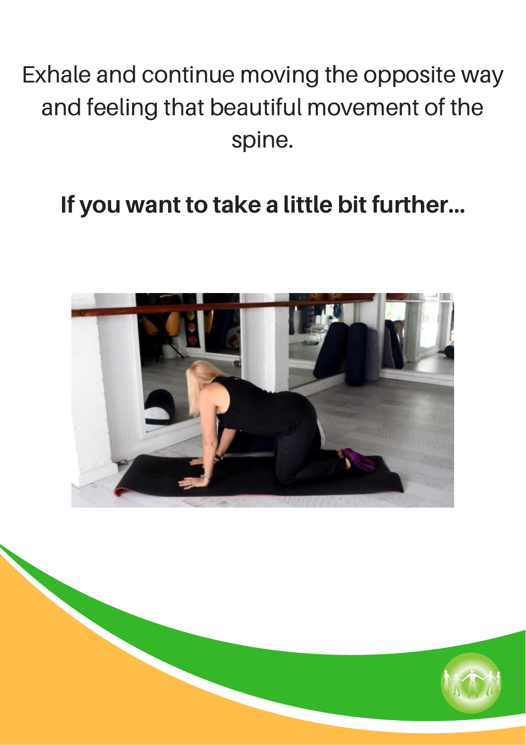Exhale and continue moving the opposite way and feeling that beautiful movement of the spine.

**If you want to take a little bit further...**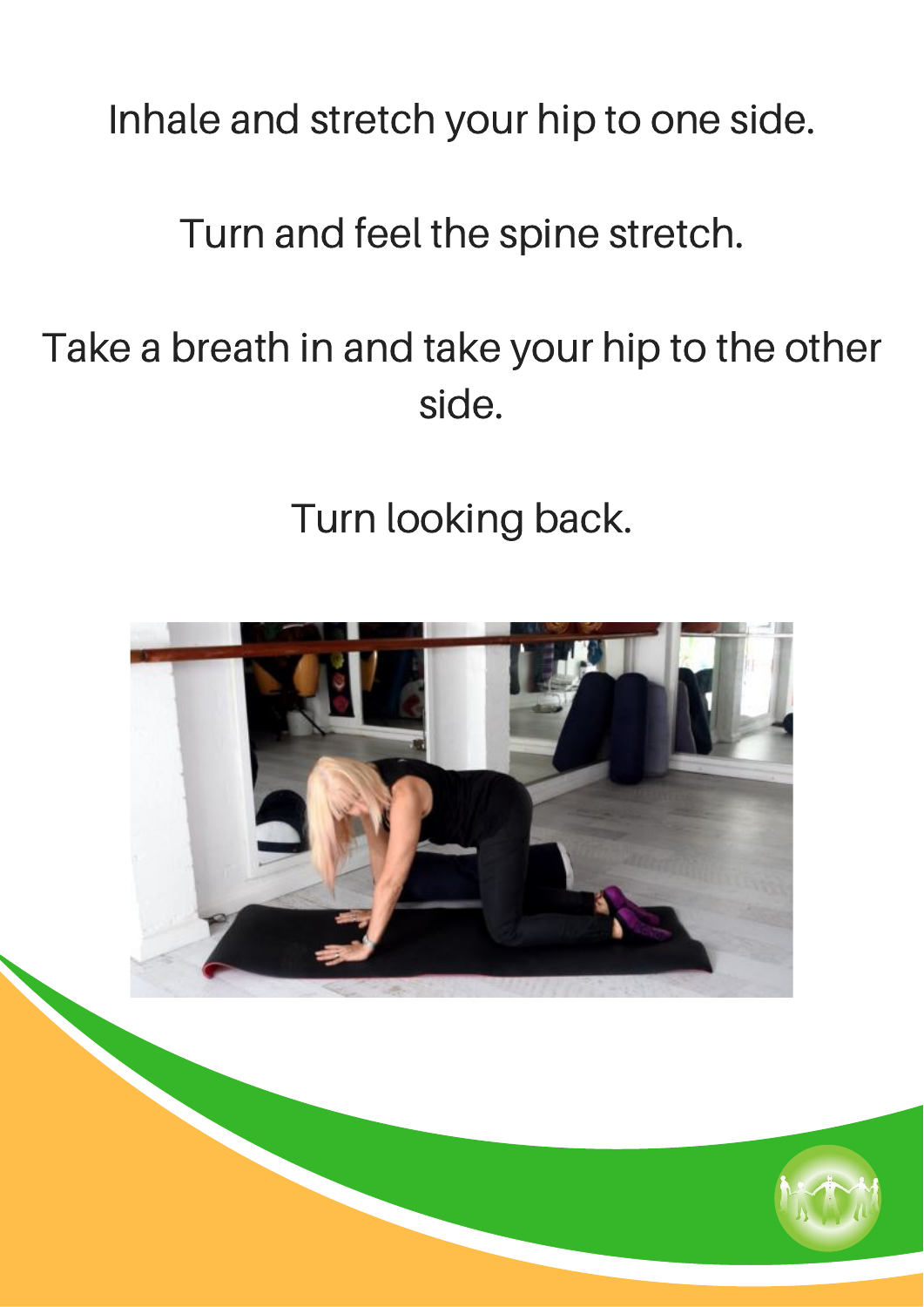Inhale and stretch your hip to one side.

Turn and feel the spine stretch.

Take a breath in and take your hip to the other side.

Turn looking back.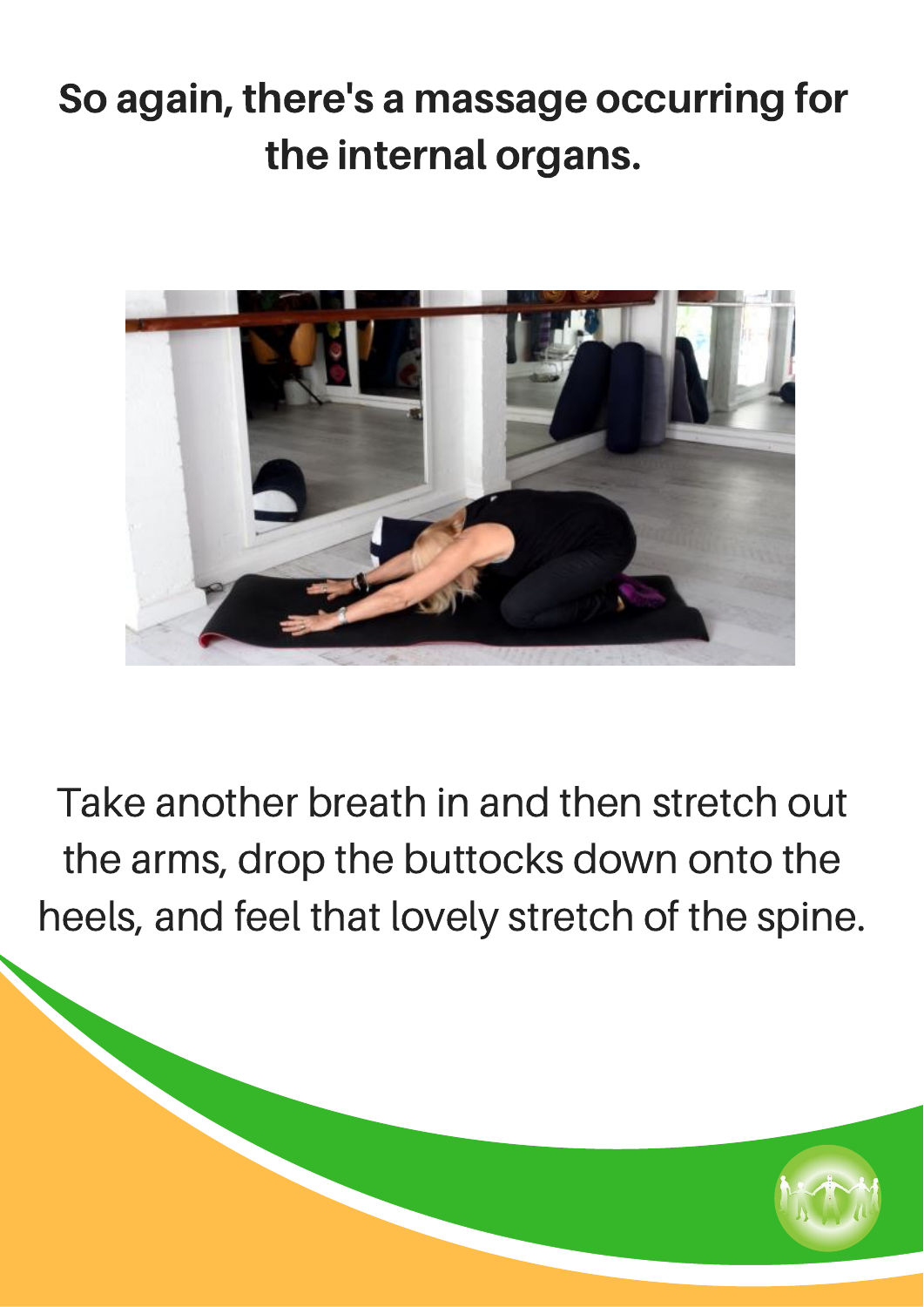**So again, there's a massage occurring for the internal organs.**

Take another breath in and then stretch out the arms, drop the buttocks down onto the heels, and feel that lovely stretch of the spine.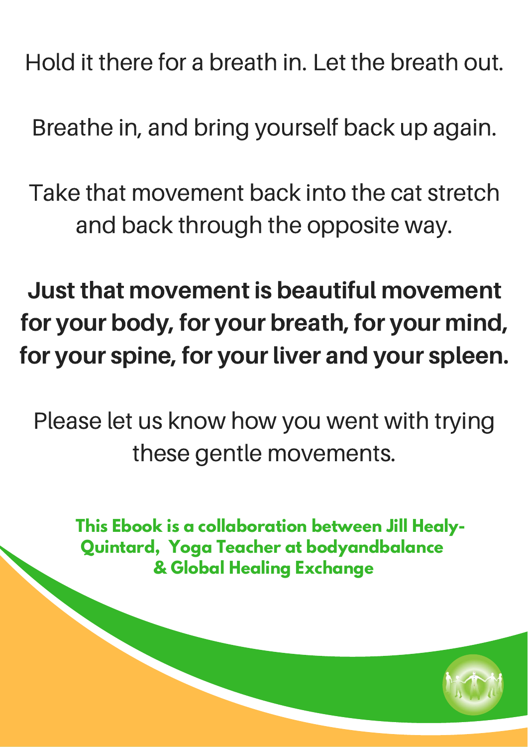Hold it there for a breath in. Let the breath out.

Breathe in, and bring yourself back up again.

Take that movement back into the cat stretch and back through the opposite way.

**Just that movement is beautiful movement for your body, for your breath, for your mind, for your spine, for your liver and your spleen.**

Please let us know how you went with trying these gentle movements.

**This Ebook is a collaboration between Jill Healy-Quintard, Yoga Teacher at bodyandbalance & Global Healing Exchange**